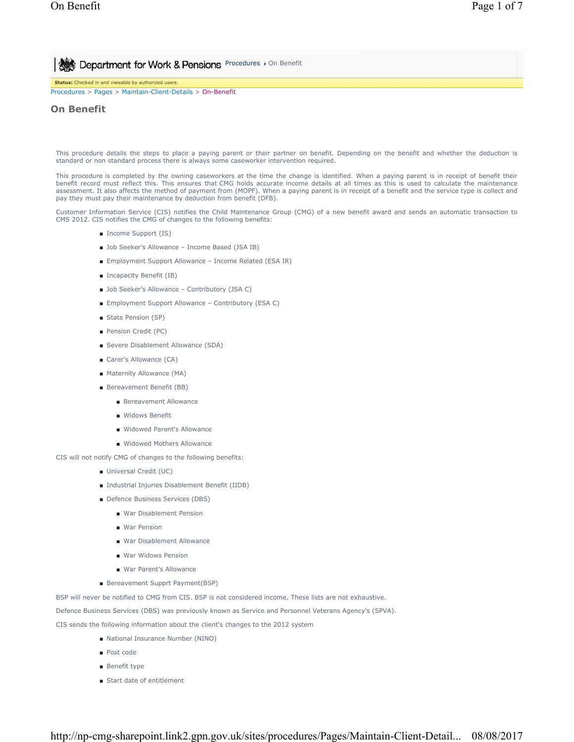Department for Work & Pensions Procedures ▸ On Benefit

**Status:** Checked in and viewable by authorized users.

Procedures > Pages > Maintain-Client-Details > On-Benefit

# On Benefit

This procedure details the steps to place a paying parent or their partner on benefit. Depending on the benefit and whether the deduction is standard or non standard process there is always some caseworker intervention required.

This procedure is completed by the owning caseworkers at the time the change is identified. When a paying parent is in receipt of benefit their benefit record must reflect this. This ensures that CMG holds accurate income details at all times as this is used to calculate the maintenance assessment. It also affects the method of payment from (MOPF). When a paying parent is in receipt of a benefit and the service type is collect and pay they must pay their maintenance by deduction from benefit (DFB).

Customer Information Service (CIS) notifies the Child Maintenance Group (CMG) of a new benefit award and sends an automatic transaction to CMS 2012. CIS notifies the CMG of changes to the following benefits:

- Income Support (IS)
- Job Seeker's Allowance – Income Based (JSA IB)
- Employment Support Allowance – Income Related (ESA IR)
- Incapacity Benefit (IB)
- Job Seeker's Allowance – Contributory (JSA C)
- Employment Support Allowance – Contributory (ESA C)
- State Pension (SP)
- Pension Credit (PC)
- Severe Disablement Allowance (SDA)
- Carer's Allowance (CA)
- Maternity Allowance (MA)
- Bereavement Benefit (BB)
  - Bereavement Allowance
  - Widows Benefit
  - Widowed Parent's Allowance
  - Widowed Mothers Allowance

CIS will not notify CMG of changes to the following benefits:

- Universal Credit (UC)
- Industrial Injuries Disablement Benefit (IIDB)
- Defence Business Services (DBS)
  - War Disablement Pension
  - War Pension
  - War Disablement Allowance
  - War Widows Pension
  - War Parent's Allowance
- Bereavement Supprt Payment(BSP)

BSP will never be notified to CMG from CIS. BSP is not considered income. These lists are not exhaustive.

Defence Business Services (DBS) was previously known as Service and Personnel Veterans Agency's (SPVA).

CIS sends the following information about the client's changes to the 2012 system

- National Insurance Number (NINO)
- Post code
- Benefit type
- Start date of entitlement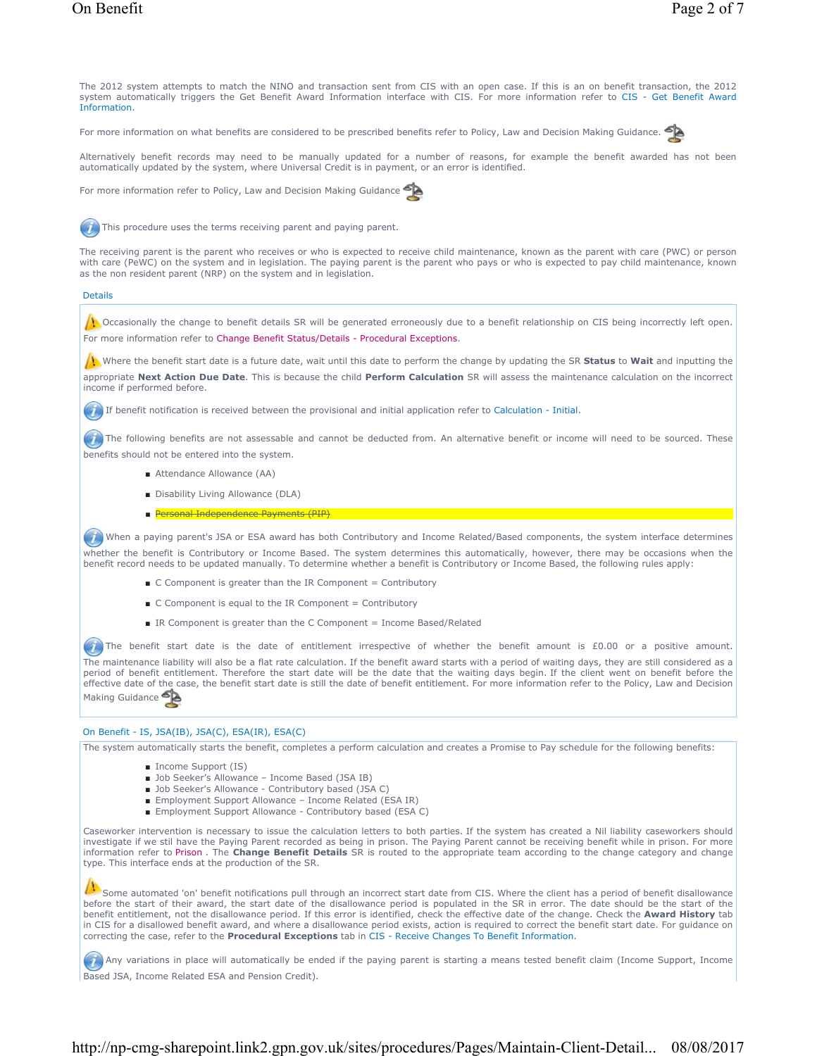The 2012 system attempts to match the NINO and transaction sent from CIS with an open case. If this is an on benefit transaction, the 2012 system automatically triggers the Get Benefit Award Information interface with CIS. For more information refer to CIS - Get Benefit Award Information.

For more information on what benefits are considered to be prescribed benefits refer to Policy, Law and Decision Making Guidance.

Alternatively benefit records may need to be manually updated for a number of reasons, for example the benefit awarded has not been automatically updated by the system, where Universal Credit is in payment, or an error is identified.

For more information refer to Policy, Law and Decision Making Guidance

This procedure uses the terms receiving parent and paying parent.

The receiving parent is the parent who receives or who is expected to receive child maintenance, known as the parent with care (PWC) or person with care (PeWC) on the system and in legislation. The paying parent is the parent who pays or who is expected to pay child maintenance, known as the non resident parent (NRP) on the system and in legislation.

## Details

Occasionally the change to benefit details SR will be generated erroneously due to a benefit relationship on CIS being incorrectly left open. For more information refer to Change Benefit Status/Details - Procedural Exceptions.

Where the benefit start date is a future date, wait until this date to perform the change by updating the SR **Status** to **Wait** and inputting the appropriate **Next Action Due Date**. This is because the child **Perform Calculation** SR will assess the maintenance calculation on the incorrect income if performed before.

If benefit notification is received between the provisional and initial application refer to Calculation - Initial.

The following benefits are not assessable and cannot be deducted from. An alternative benefit or income will need to be sourced. These benefits should not be entered into the system.

- Attendance Allowance (AA)
- Disability Living Allowance (DLA)
- ~~Personal Independence Payments (PIP)~~

When a paying parent's JSA or ESA award has both Contributory and Income Related/Based components, the system interface determines whether the benefit is Contributory or Income Based. The system determines this automatically, however, there may be occasions when the benefit record needs to be updated manually. To determine whether a benefit is Contributory or Income Based, the following rules apply:

- C Component is greater than the IR Component = Contributory
- C Component is equal to the IR Component = Contributory
- IR Component is greater than the C Component = Income Based/Related

The benefit start date is the date of entitlement irrespective of whether the benefit amount is £0.00 or a positive amount. The maintenance liability will also be a flat rate calculation. If the benefit award starts with a period of waiting days, they are still considered as a period of benefit entitlement. Therefore the start date will be the date that the waiting days begin. If the client went on benefit before the effective date of the case, the benefit start date is still the date of benefit entitlement. For more information refer to the Policy, Law and Decision Making Guidance

## On Benefit - IS, JSA(IB), JSA(C), ESA(IR), ESA(C)

The system automatically starts the benefit, completes a perform calculation and creates a Promise to Pay schedule for the following benefits:

- Income Support (IS)
- Job Seeker's Allowance – Income Based (JSA IB)
- Job Seeker's Allowance - Contributory based (JSA C)
- Employment Support Allowance – Income Related (ESA IR)
- Employment Support Allowance - Contributory based (ESA C)

Caseworker intervention is necessary to issue the calculation letters to both parties. If the system has created a Nil liability caseworkers should investigate if we stil have the Paying Parent recorded as being in prison. The Paying Parent cannot be receiving benefit while in prison. For more information refer to Prison . The **Change Benefit Details** SR is routed to the appropriate team according to the change category and change type. This interface ends at the production of the SR.

Some automated 'on' benefit notifications pull through an incorrect start date from CIS. Where the client has a period of benefit disallowance before the start of their award, the start date of the disallowance period is populated in the SR in error. The date should be the start of the benefit entitlement, not the disallowance period. If this error is identified, check the effective date of the change. Check the **Award History** tab in CIS for a disallowed benefit award, and where a disallowance period exists, action is required to correct the benefit start date. For guidance on correcting the case, refer to the **Procedural Exceptions** tab in CIS - Receive Changes To Benefit Information.

Any variations in place will automatically be ended if the paying parent is starting a means tested benefit claim (Income Support, Income Based JSA, Income Related ESA and Pension Credit).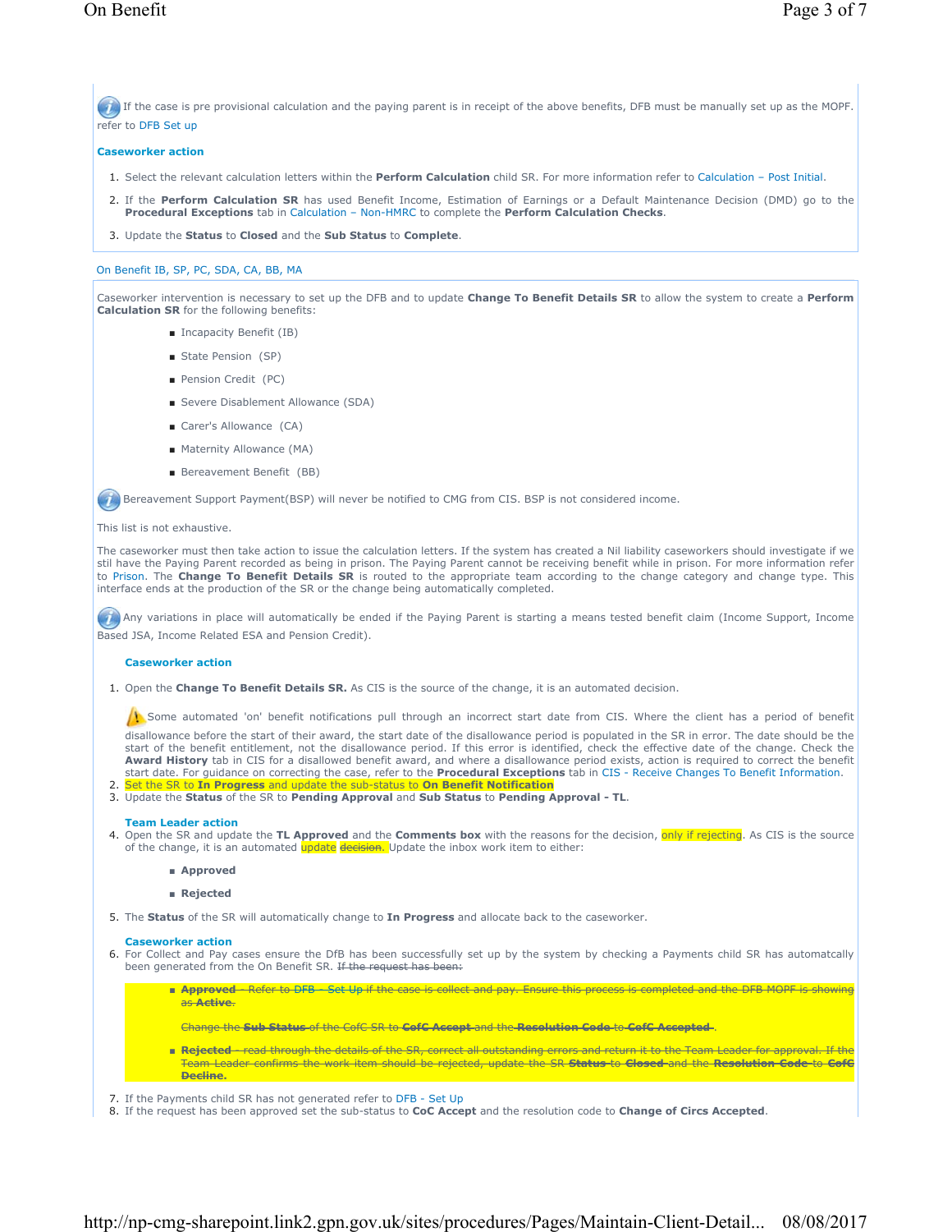If the case is pre provisional calculation and the paying parent is in receipt of the above benefits, DFB must be manually set up as the MOPF. refer to DFB Set up

**Caseworker action**

1. Select the relevant calculation letters within the **Perform Calculation** child SR. For more information refer to Calculation – Post Initial.
2. If the **Perform Calculation SR** has used Benefit Income, Estimation of Earnings or a Default Maintenance Decision (DMD) go to the **Procedural Exceptions** tab in Calculation – Non-HMRC to complete the **Perform Calculation Checks**.
3. Update the **Status** to **Closed** and the **Sub Status** to **Complete**.

On Benefit IB, SP, PC, SDA, CA, BB, MA

Caseworker intervention is necessary to set up the DFB and to update **Change To Benefit Details SR** to allow the system to create a **Perform Calculation SR** for the following benefits:

- Incapacity Benefit (IB)
- State Pension (SP)
- Pension Credit (PC)
- Severe Disablement Allowance (SDA)
- Carer's Allowance (CA)
- Maternity Allowance (MA)
- Bereavement Benefit (BB)

Bereavement Support Payment(BSP) will never be notified to CMG from CIS. BSP is not considered income.

This list is not exhaustive.

The caseworker must then take action to issue the calculation letters. If the system has created a Nil liability caseworkers should investigate if we stil have the Paying Parent recorded as being in prison. The Paying Parent cannot be receiving benefit while in prison. For more information refer to Prison. The **Change To Benefit Details SR** is routed to the appropriate team according to the change category and change type. This interface ends at the production of the SR or the change being automatically completed.

Any variations in place will automatically be ended if the Paying Parent is starting a means tested benefit claim (Income Support, Income Based JSA, Income Related ESA and Pension Credit).

**Caseworker action**

1. Open the **Change To Benefit Details SR.** As CIS is the source of the change, it is an automated decision.

   Some automated 'on' benefit notifications pull through an incorrect start date from CIS. Where the client has a period of benefit disallowance before the start of their award, the start date of the disallowance period is populated in the SR in error. The date should be the start of the benefit entitlement, not the disallowance period. If this error is identified, check the effective date of the change. Check the **Award History** tab in CIS for a disallowed benefit award, and where a disallowance period exists, action is required to correct the benefit start date. For guidance on correcting the case, refer to the **Procedural Exceptions** tab in CIS - Receive Changes To Benefit Information.
2. Set the SR to **In Progress** and update the sub-status to **On Benefit Notification**
3. Update the **Status** of the SR to **Pending Approval** and **Sub Status** to **Pending Approval - TL**.

**Team Leader action**

4. Open the SR and update the **TL Approved** and the **Comments box** with the reasons for the decision, only if rejecting. As CIS is the source of the change, it is an automated update ~~decision.~~ Update the inbox work item to either:
   - **Approved**
   - **Rejected**
5. The **Status** of the SR will automatically change to **In Progress** and allocate back to the caseworker.

**Caseworker action**

6. For Collect and Pay cases ensure the DfB has been successfully set up by the system by checking a Payments child SR has automatcally been generated from the On Benefit SR. ~~If the request has been:~~
   - ~~**Approved** - Refer to DFB - Set Up if the case is collect and pay. Ensure this process is completed and the DFB MOPF is showing as **Active**.~~

     ~~Change the **Sub Status** of the CofC SR to **CofC Accept** and the **Resolution Code** to **CofC Accepted**.~~
   - ~~**Rejected** - read through the details of the SR, correct all outstanding errors and return it to the Team Leader for approval. If the Team Leader confirms the work item should be rejected, update the SR **Status** to **Closed** and the **Resolution Code** to **CofC Decline.**~~
7. If the Payments child SR has not generated refer to DFB - Set Up
8. If the request has been approved set the sub-status to **CoC Accept** and the resolution code to **Change of Circs Accepted**.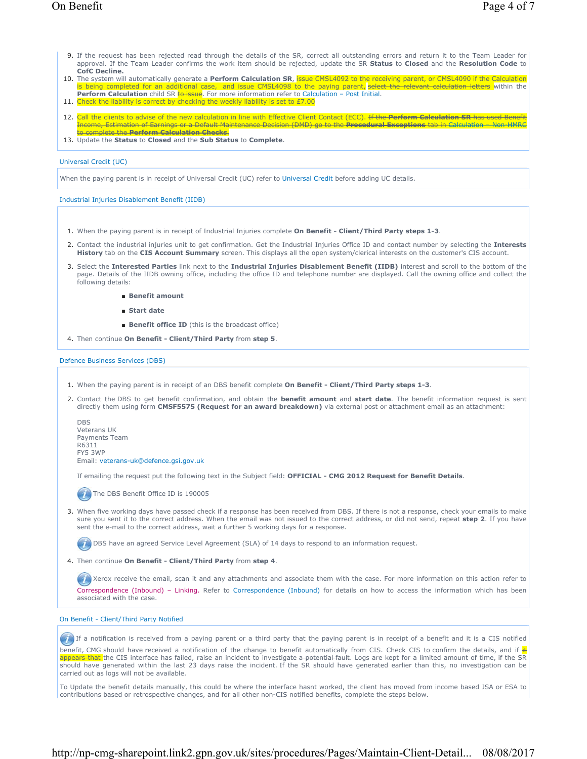9. If the request has been rejected read through the details of the SR, correct all outstanding errors and return it to the Team Leader for approval. If the Team Leader confirms the work item should be rejected, update the SR **Status** to **Closed** and the **Resolution Code** to **CofC Decline.**
10. The system will automatically generate a **Perform Calculation SR**, issue CMSL4092 to the receiving parent, or CMSL4090 if the Calculation is being completed for an additional case, and issue CMSL4098 to the paying parent, ~~select the relevant calculation letters~~ within the **Perform Calculation** child SR ~~to issue~~. For more information refer to Calculation – Post Initial.
11. Check the liability is correct by checking the weekly liability is set to £7.00
12. Call the clients to advise of the new calculation in line with Effective Client Contact (ECC). ~~If the **Perform Calculation SR** has used Benefit Income, Estimation of Earnings or a Default Maintenance Decision (DMD) go to the **Procedural Exceptions** tab in Calculation – Non-HMRC to complete the **Perform Calculation Checks**.~~
13. Update the **Status** to **Closed** and the **Sub Status** to **Complete**.

## Universal Credit (UC)

When the paying parent is in receipt of Universal Credit (UC) refer to Universal Credit before adding UC details.

## Industrial Injuries Disablement Benefit (IIDB)

1. When the paying parent is in receipt of Industrial Injuries complete **On Benefit - Client/Third Party steps 1-3**.
2. Contact the industrial injuries unit to get confirmation. Get the Industrial Injuries Office ID and contact number by selecting the **Interests History** tab on the **CIS Account Summary** screen. This displays all the open system/clerical interests on the customer's CIS account.
3. Select the **Interested Parties** link next to the **Industrial Injuries Disablement Benefit (IIDB)** interest and scroll to the bottom of the page. Details of the IIDB owning office, including the office ID and telephone number are displayed. Call the owning office and collect the following details:
   - **Benefit amount**
   - **Start date**
   - **Benefit office ID** (this is the broadcast office)
4. Then continue **On Benefit - Client/Third Party** from **step 5**.

## Defence Business Services (DBS)

1. When the paying parent is in receipt of an DBS benefit complete **On Benefit - Client/Third Party steps 1-3**.
2. Contact the DBS to get benefit confirmation, and obtain the **benefit amount** and **start date**. The benefit information request is sent directly them using form **CMSF5575 (Request for an award breakdown)** via external post or attachment email as an attachment:

   DBS
   Veterans UK
   Payments Team
   R6311
   FY5 3WP
   Email: veterans-uk@defence.gsi.gov.uk

   If emailing the request put the following text in the Subject field: **OFFICIAL - CMG 2012 Request for Benefit Details**.

   The DBS Benefit Office ID is 190005

3. When five working days have passed check if a response has been received from DBS. If there is not a response, check your emails to make sure you sent it to the correct address. When the email was not issued to the correct address, or did not send, repeat **step 2**. If you have sent the e-mail to the correct address, wait a further 5 working days for a response.

   DBS have an agreed Service Level Agreement (SLA) of 14 days to respond to an information request.

4. Then continue **On Benefit - Client/Third Party** from **step 4**.

   Xerox receive the email, scan it and any attachments and associate them with the case. For more information on this action refer to Correspondence (Inbound) – Linking. Refer to Correspondence (Inbound) for details on how to access the information which has been associated with the case.

## On Benefit - Client/Third Party Notified

If a notification is received from a paying parent or a third party that the paying parent is in receipt of a benefit and it is a CIS notified benefit, CMG should have received a notification of the change to benefit automatically from CIS. Check CIS to confirm the details, and if ~~it appears that~~ the CIS interface has failed, raise an incident to investigate ~~a potential fault~~. Logs are kept for a limited amount of time, if the SR should have generated within the last 23 days raise the incident. If the SR should have generated earlier than this, no investigation can be carried out as logs will not be available.

To Update the benefit details manually, this could be where the interface hasnt worked, the client has moved from income based JSA or ESA to contributions based or retrospective changes, and for all other non-CIS notified benefits, complete the steps below.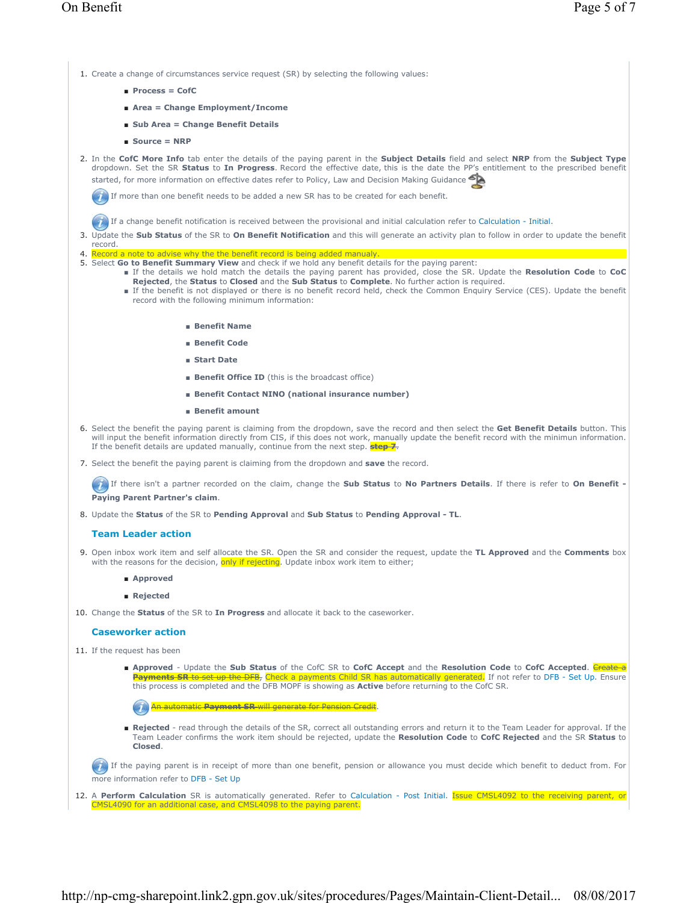1. Create a change of circumstances service request (SR) by selecting the following values:
   - **Process = CofC**
   - **Area = Change Employment/Income**
   - **Sub Area = Change Benefit Details**
   - **Source = NRP**
2. In the **CofC More Info** tab enter the details of the paying parent in the **Subject Details** field and select **NRP** from the **Subject Type** dropdown. Set the SR **Status** to **In Progress**. Record the effective date, this is the date the PP's entitlement to the prescribed benefit started, for more information on effective dates refer to Policy, Law and Decision Making Guidance

   If more than one benefit needs to be added a new SR has to be created for each benefit.

   If a change benefit notification is received between the provisional and initial calculation refer to Calculation - Initial.
3. Update the **Sub Status** of the SR to **On Benefit Notification** and this will generate an activity plan to follow in order to update the benefit record.
4. Record a note to advise why the the benefit record is being added manualy.
5. Select **Go to Benefit Summary View** and check if we hold any benefit details for the paying parent:
   - If the details we hold match the details the paying parent has provided, close the SR. Update the **Resolution Code** to **CoC Rejected**, the **Status** to **Closed** and the **Sub Status** to **Complete**. No further action is required.
   - If the benefit is not displayed or there is no benefit record held, check the Common Enquiry Service (CES). Update the benefit record with the following minimum information:
     - **Benefit Name**
     - **Benefit Code**
     - **Start Date**
     - **Benefit Office ID** (this is the broadcast office)
     - **Benefit Contact NINO (national insurance number)**
     - **Benefit amount**
6. Select the benefit the paying parent is claiming from the dropdown, save the record and then select the **Get Benefit Details** button. This will input the benefit information directly from CIS, if this does not work, manually update the benefit record with the minimun information. If the benefit details are updated manually, continue from the next step. ~~**step 7**~~.
7. Select the benefit the paying parent is claiming from the dropdown and **save** the record.

   If there isn't a partner recorded on the claim, change the **Sub Status** to **No Partners Details**. If there is refer to **On Benefit - Paying Parent Partner's claim**.
8. Update the **Status** of the SR to **Pending Approval** and **Sub Status** to **Pending Approval - TL**.

### Team Leader action

9. Open inbox work item and self allocate the SR. Open the SR and consider the request, update the **TL Approved** and the **Comments** box with the reasons for the decision, only if rejecting. Update inbox work item to either;
   - **Approved**
   - **Rejected**
10. Change the **Status** of the SR to **In Progress** and allocate it back to the caseworker.

### Caseworker action

11. If the request has been
    - **Approved** - Update the **Sub Status** of the CofC SR to **CofC Accept** and the **Resolution Code** to **CofC Accepted**. ~~Create a **Payments SR** to set up the DFB~~, Check a payments Child SR has automatically generated. If not refer to DFB - Set Up. Ensure this process is completed and the DFB MOPF is showing as **Active** before returning to the CofC SR.

      ~~An automatic **Payment SR** will generate for Pension Credit~~.
    - **Rejected** - read through the details of the SR, correct all outstanding errors and return it to the Team Leader for approval. If the Team Leader confirms the work item should be rejected, update the **Resolution Code** to **CofC Rejected** and the SR **Status** to **Closed**.

    If the paying parent is in receipt of more than one benefit, pension or allowance you must decide which benefit to deduct from. For more information refer to DFB - Set Up
12. A **Perform Calculation** SR is automatically generated. Refer to Calculation - Post Initial. Issue CMSL4092 to the receiving parent, or CMSL4090 for an additional case, and CMSL4098 to the paying parent.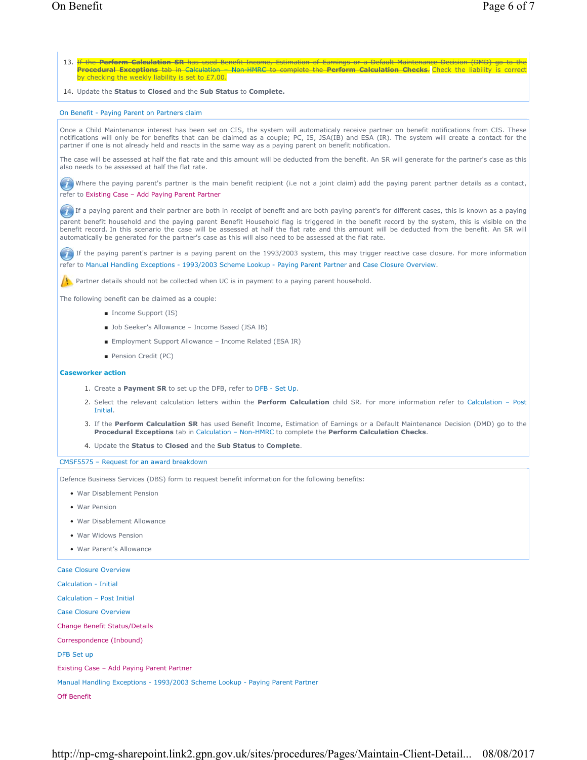13. ~~If the **Perform Calculation SR** has used Benefit Income, Estimation of Earnings or a Default Maintenance Decision (DMD) go to the **Procedural Exceptions** tab in Calculation – Non-HMRC to complete the **Perform Calculation Checks**.~~ Check the liability is correct by checking the weekly liability is set to £7.00.
14. Update the **Status** to **Closed** and the **Sub Status** to **Complete.**

On Benefit - Paying Parent on Partners claim

Once a Child Maintenance interest has been set on CIS, the system will automaticaly receive partner on benefit notifications from CIS. These notifications will only be for benefits that can be claimed as a couple; PC, IS, JSA(IB) and ESA (IR). The system will create a contact for the partner if one is not already held and reacts in the same way as a paying parent on benefit notification.

The case will be assessed at half the flat rate and this amount will be deducted from the benefit. An SR will generate for the partner's case as this also needs to be assessed at half the flat rate.

Where the paying parent's partner is the main benefit recipient (i.e not a joint claim) add the paying parent partner details as a contact, refer to Existing Case – Add Paying Parent Partner

If a paying parent and their partner are both in receipt of benefit and are both paying parent's for different cases, this is known as a paying parent benefit household and the paying parent Benefit Household flag is triggered in the benefit record by the system, this is visible on the benefit record. In this scenario the case will be assessed at half the flat rate and this amount will be deducted from the benefit. An SR will automatically be generated for the partner's case as this will also need to be assessed at the flat rate.

If the paying parent's partner is a paying parent on the 1993/2003 system, this may trigger reactive case closure. For more information refer to Manual Handling Exceptions - 1993/2003 Scheme Lookup - Paying Parent Partner and Case Closure Overview.

Partner details should not be collected when UC is in payment to a paying parent household.

The following benefit can be claimed as a couple:

- Income Support (IS)
- Job Seeker's Allowance – Income Based (JSA IB)
- Employment Support Allowance – Income Related (ESA IR)
- Pension Credit (PC)

### Caseworker action

1. Create a **Payment SR** to set up the DFB, refer to DFB - Set Up.
2. Select the relevant calculation letters within the **Perform Calculation** child SR. For more information refer to Calculation – Post Initial.
3. If the **Perform Calculation SR** has used Benefit Income, Estimation of Earnings or a Default Maintenance Decision (DMD) go to the **Procedural Exceptions** tab in Calculation – Non-HMRC to complete the **Perform Calculation Checks**.
4. Update the **Status** to **Closed** and the **Sub Status** to **Complete**.

CMSF5575 – Request for an award breakdown

Defence Business Services (DBS) form to request benefit information for the following benefits:

- War Disablement Pension
- War Pension
- War Disablement Allowance
- War Widows Pension
- War Parent's Allowance

Case Closure Overview

Calculation - Initial

Calculation – Post Initial

Case Closure Overview

Change Benefit Status/Details

Correspondence (Inbound)

DFB Set up

Existing Case – Add Paying Parent Partner

Manual Handling Exceptions - 1993/2003 Scheme Lookup - Paying Parent Partner

Off Benefit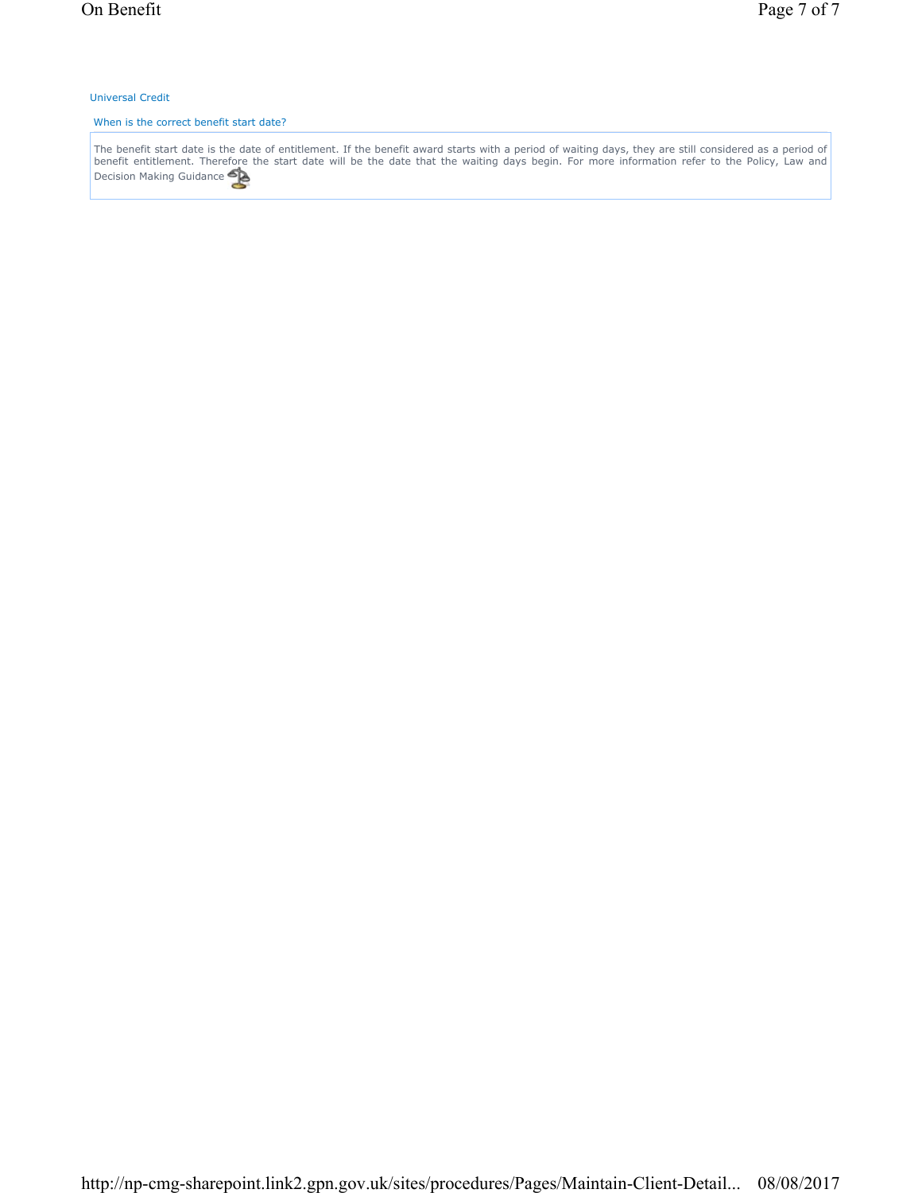Universal Credit

When is the correct benefit start date?

The benefit start date is the date of entitlement. If the benefit award starts with a period of waiting days, they are still considered as a period of benefit entitlement. Therefore the start date will be the date that the waiting days begin. For more information refer to the Policy, Law and Decision Making Guidance